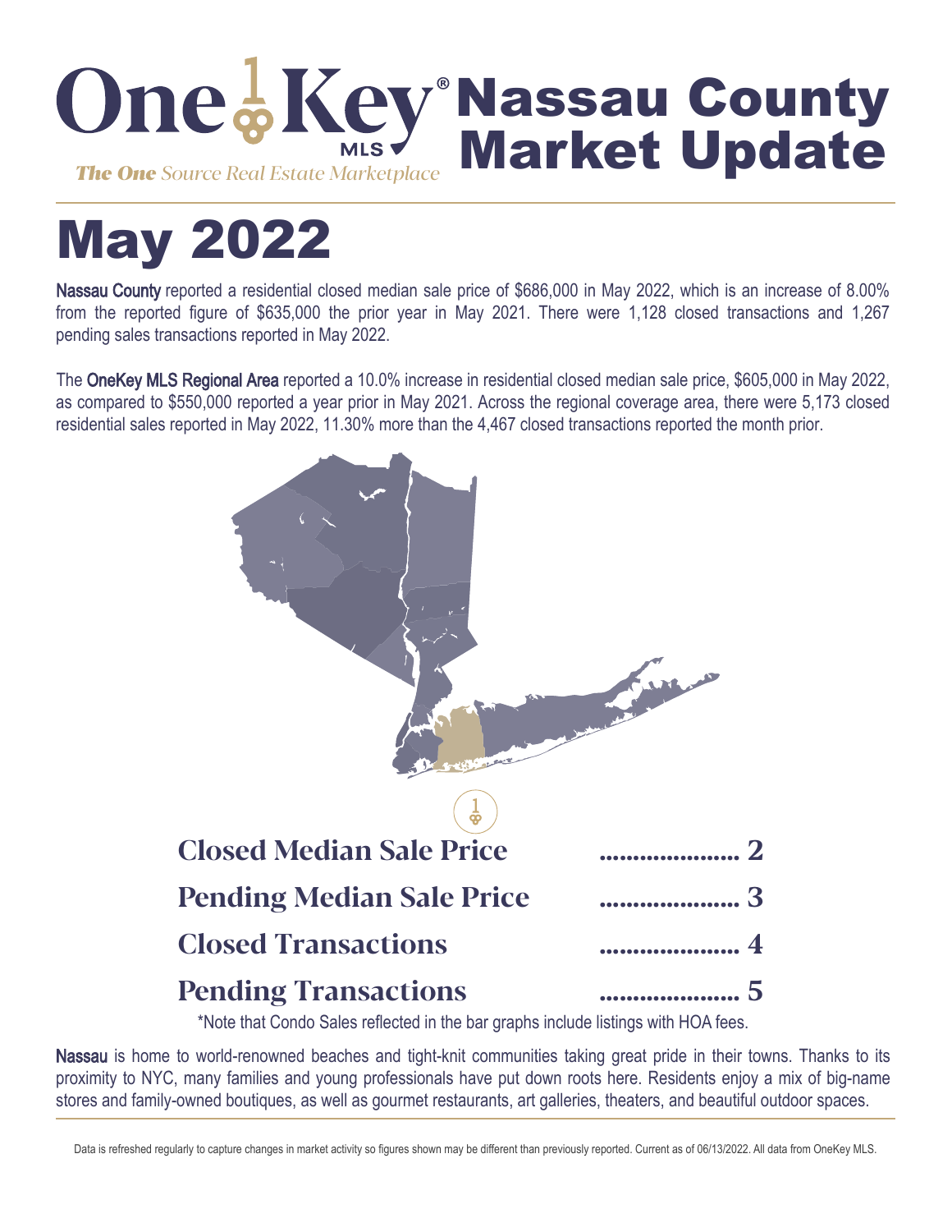# OneKey® MLS — Nassau County Market Update

*The One Source Real Estate Marketplace*

# May 2022

**Nassau County** reported a residential closed median sale price of $686,000 in May 2022, which is an increase of 8.00% from the reported figure of $635,000 the prior year in May 2021. There were 1,128 closed transactions and 1,267 pending sales transactions reported in May 2022.

The **OneKey MLS Regional Area** reported a 10.0% increase in residential closed median sale price, $605,000 in May 2022, as compared to $550,000 reported a year prior in May 2021. Across the regional coverage area, there were 5,173 closed residential sales reported in May 2022, 11.30% more than the 4,467 closed transactions reported the month prior.

**Closed Median Sale Price** ..................... 2

**Pending Median Sale Price** ..................... 3

**Closed Transactions** ..................... 4

**Pending Transactions** ..................... 5

*Note that Condo Sales reflected in the bar graphs include listings with HOA fees.

**Nassau** is home to world-renowned beaches and tight-knit communities taking great pride in their towns. Thanks to its proximity to NYC, many families and young professionals have put down roots here. Residents enjoy a mix of big-name stores and family-owned boutiques, as well as gourmet restaurants, art galleries, theaters, and beautiful outdoor spaces.

Data is refreshed regularly to capture changes in market activity so figures shown may be different than previously reported. Current as of 06/13/2022. All data from OneKey MLS.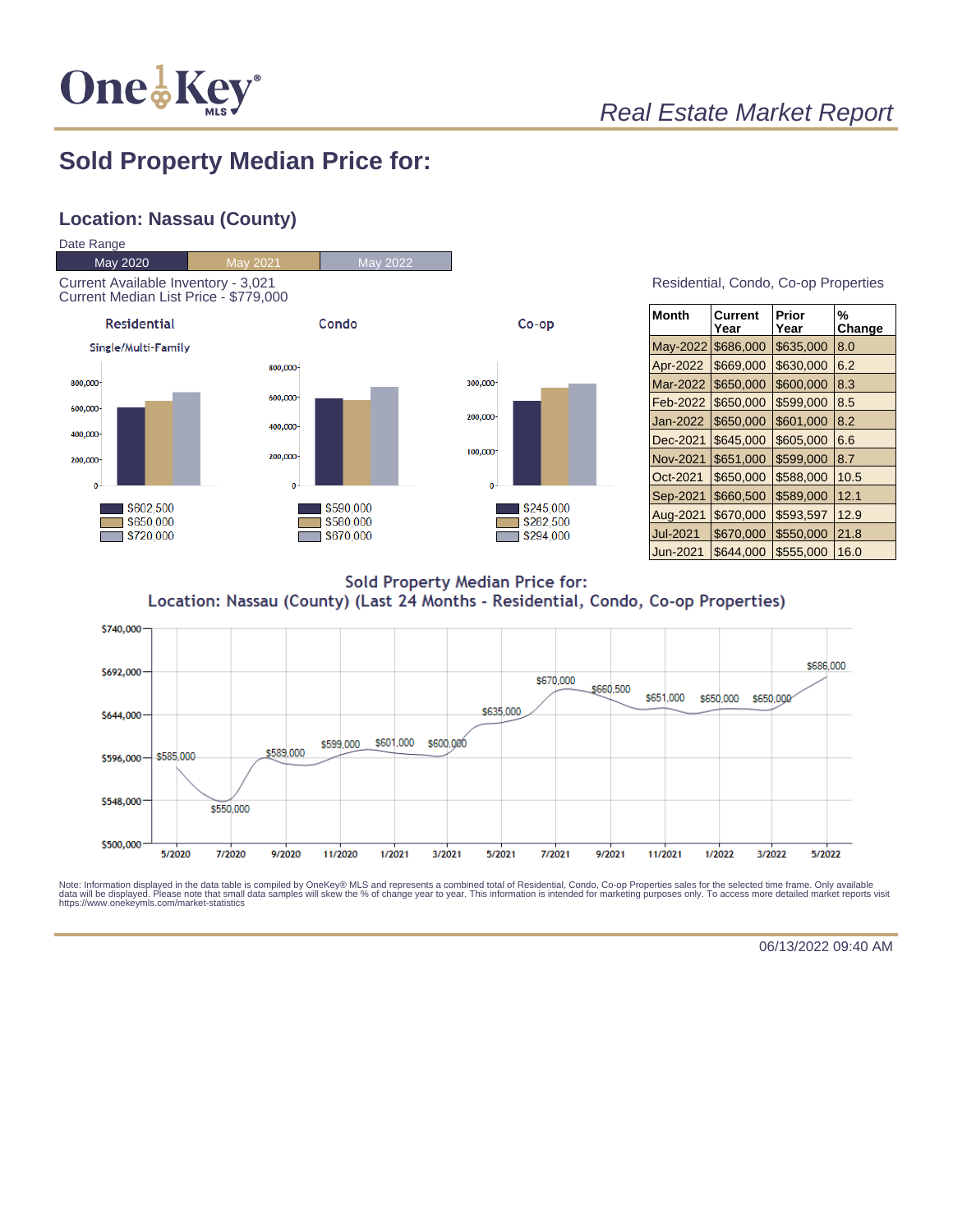# Sold Property Median Price for:

## Location: Nassau (County)

Date Range

| May 2020 | May 2021 | May 2022 |
|---|---|---|

Current Available Inventory - 3,021
Current Median List Price - $779,000

**Residential**

Single/Multi-Family

- May 2020: $602,500
- May 2021: $650,000
- May 2022: $720,000

**Condo**

- May 2020: $590,000
- May 2021: $580,000
- May 2022: $670,000

**Co-op**

- May 2020: $245,000
- May 2021: $282,500
- May 2022: $294,000

Residential, Condo, Co-op Properties

| Month | Current Year | Prior Year | % Change |
|---|---|---|---|
| May-2022 | $686,000 | $635,000 | 8.0 |
| Apr-2022 | $669,000 | $630,000 | 6.2 |
| Mar-2022 | $650,000 | $600,000 | 8.3 |
| Feb-2022 | $650,000 | $599,000 | 8.5 |
| Jan-2022 | $650,000 | $601,000 | 8.2 |
| Dec-2021 | $645,000 | $605,000 | 6.6 |
| Nov-2021 | $651,000 | $599,000 | 8.7 |
| Oct-2021 | $650,000 | $588,000 | 10.5 |
| Sep-2021 | $660,500 | $589,000 | 12.1 |
| Aug-2021 | $670,000 | $593,597 | 12.9 |
| Jul-2021 | $670,000 | $550,000 | 21.8 |
| Jun-2021 | $644,000 | $555,000 | 16.0 |

**Sold Property Median Price for:**
**Location: Nassau (County) (Last 24 Months - Residential, Condo, Co-op Properties)**

| Date | Median Price |
|---|---|
| 5/2020 | $585,000 |
| 7/2020 | $550,000 |
| 9/2020 | $589,000 |
| 11/2020 | $599,000 |
| 1/2021 | $601,000 |
| 3/2021 | $600,000 |
| 5/2021 | $635,000 |
| 7/2021 | $670,000 |
| 9/2021 | $660,500 |
| 11/2021 | $651,000 |
| 1/2022 | $650,000 |
| 3/2022 | $650,000 |
| 5/2022 | $686,000 |

Note: Information displayed in the data table is compiled by OneKey® MLS and represents a combined total of Residential, Condo, Co-op Properties sales for the selected time frame. Only available data will be displayed. Please note that small data samples will skew the % of change year to year. This information is intended for marketing purposes only. To access more detailed market reports visit https://www.onekeymls.com/market-statistics

06/13/2022 09:40 AM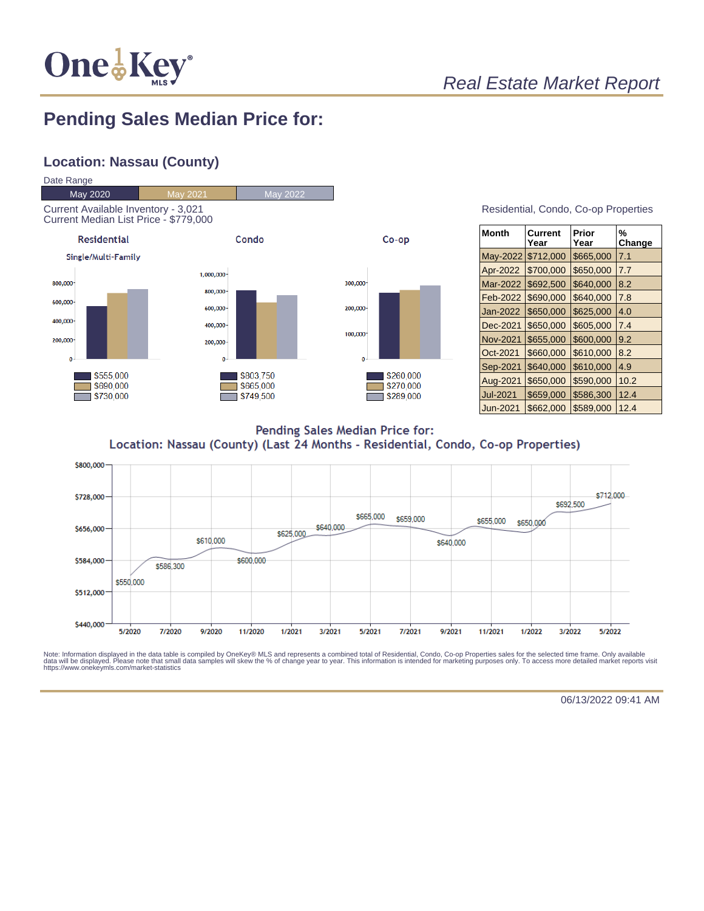# Real Estate Market Report

## Pending Sales Median Price for:

### Location: Nassau (County)

Date Range

| May 2020 | May 2021 | May 2022 |
|---|---|---|

Current Available Inventory - 3,021
Current Median List Price - $779,000

**Residential** (Single/Multi-Family)

- May 2020: $555,000
- May 2021: $690,000
- May 2022: $730,000

**Condo**

- May 2020: $803,750
- May 2021: $665,000
- May 2022: $749,500

**Co-op**

- May 2020: $260,000
- May 2021: $270,000
- May 2022: $289,000

Residential, Condo, Co-op Properties

| Month | Current Year | Prior Year | % Change |
|---|---|---|---|
| May-2022 | $712,000 | $665,000 | 7.1 |
| Apr-2022 | $700,000 | $650,000 | 7.7 |
| Mar-2022 | $692,500 | $640,000 | 8.2 |
| Feb-2022 | $690,000 | $640,000 | 7.8 |
| Jan-2022 | $650,000 | $625,000 | 4.0 |
| Dec-2021 | $650,000 | $605,000 | 7.4 |
| Nov-2021 | $655,000 | $600,000 | 9.2 |
| Oct-2021 | $660,000 | $610,000 | 8.2 |
| Sep-2021 | $640,000 | $610,000 | 4.9 |
| Aug-2021 | $650,000 | $590,000 | 10.2 |
| Jul-2021 | $659,000 | $586,300 | 12.4 |
| Jun-2021 | $662,000 | $589,000 | 12.4 |

**Pending Sales Median Price for:**
**Location: Nassau (County) (Last 24 Months - Residential, Condo, Co-op Properties)**

Data point labels: 5/2020 $550,000; $586,300; $610,000; $600,000; $625,000; $640,000; $665,000; $659,000; $640,000; $655,000; $650,000; $692,500; 5/2022 $712,000

Note: Information displayed in the data table is compiled by OneKey® MLS and represents a combined total of Residential, Condo, Co-op Properties sales for the selected time frame. Only available data will be displayed. Please note that small data samples will skew the % of change year to year. This information is intended for marketing purposes only. To access more detailed market reports visit https://www.onekeymls.com/market-statistics

06/13/2022 09:41 AM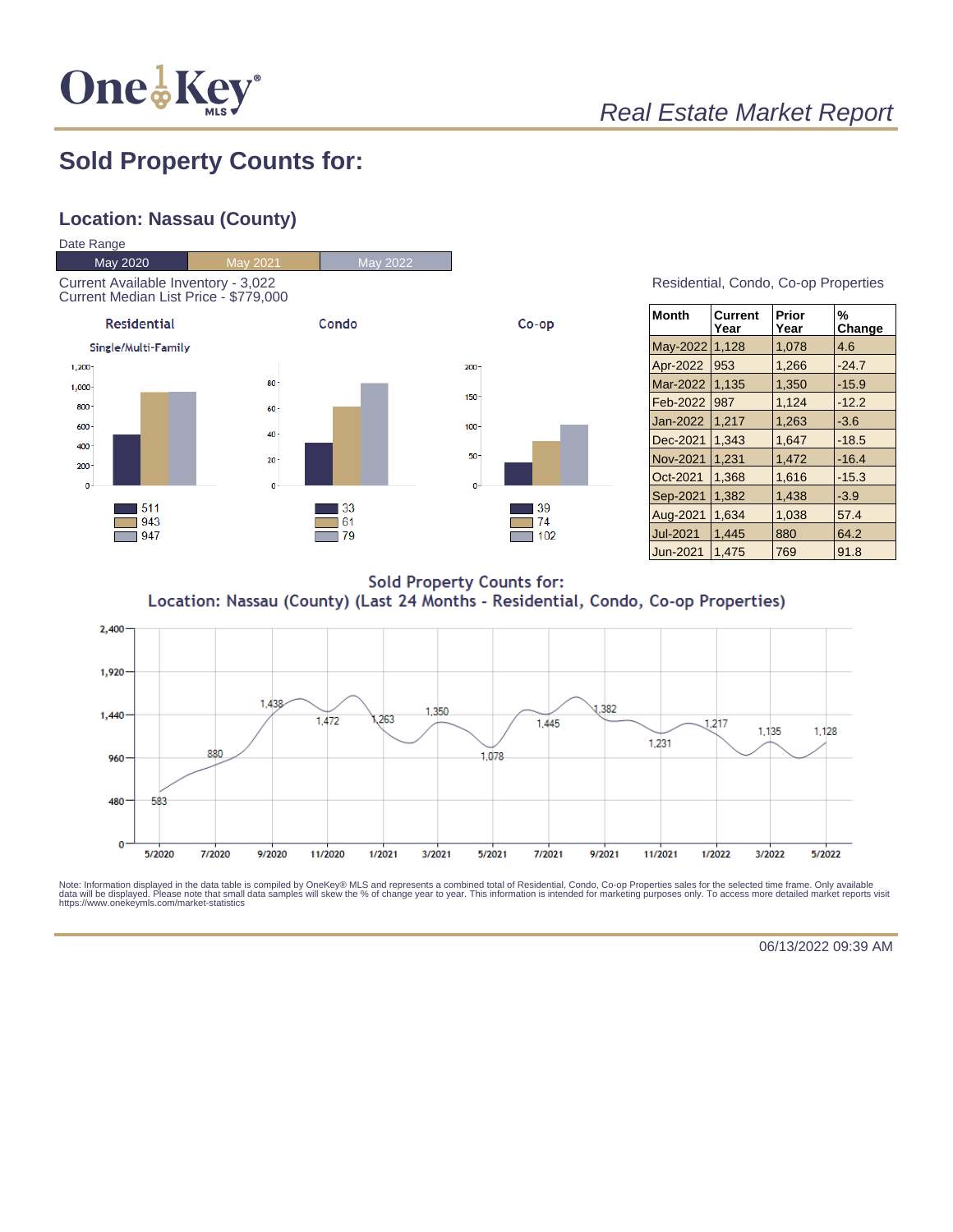*Real Estate Market Report*

# Sold Property Counts for:

## Location: Nassau (County)

Date Range

| May 2020 | May 2021 | May 2022 |
|---|---|---|

Current Available Inventory - 3,022
Current Median List Price - $779,000

| | Residential (Single/Multi-Family) | Condo | Co-op |
|---|---|---|---|
| May 2020 | 511 | 33 | 39 |
| May 2021 | 943 | 61 | 74 |
| May 2022 | 947 | 79 | 102 |

Residential, Condo, Co-op Properties

| Month | Current Year | Prior Year | % Change |
|---|---|---|---|
| May-2022 | 1,128 | 1,078 | 4.6 |
| Apr-2022 | 953 | 1,266 | -24.7 |
| Mar-2022 | 1,135 | 1,350 | -15.9 |
| Feb-2022 | 987 | 1,124 | -12.2 |
| Jan-2022 | 1,217 | 1,263 | -3.6 |
| Dec-2021 | 1,343 | 1,647 | -18.5 |
| Nov-2021 | 1,231 | 1,472 | -16.4 |
| Oct-2021 | 1,368 | 1,616 | -15.3 |
| Sep-2021 | 1,382 | 1,438 | -3.9 |
| Aug-2021 | 1,634 | 1,038 | 57.4 |
| Jul-2021 | 1,445 | 880 | 64.2 |
| Jun-2021 | 1,475 | 769 | 91.8 |

Sold Property Counts for:
Location: Nassau (County) (Last 24 Months - Residential, Condo, Co-op Properties)

| 5/2020 | 7/2020 | 9/2020 | 11/2020 | 1/2021 | 3/2021 | 5/2021 | 7/2021 | 9/2021 | 11/2021 | 1/2022 | 3/2022 | 5/2022 |
|---|---|---|---|---|---|---|---|---|---|---|---|---|
| 583 | 880 | 1,438 | 1,472 | 1,263 | 1,350 | 1,078 | 1,445 | 1,382 | 1,231 | 1,217 | 1,135 | 1,128 |

Note: Information displayed in the data table is compiled by OneKey® MLS and represents a combined total of Residential, Condo, Co-op Properties sales for the selected time frame. Only available data will be displayed. Please note that small data samples will skew the % of change year to year. This information is intended for marketing purposes only. To access more detailed market reports visit https://www.onekeymls.com/market-statistics

06/13/2022 09:39 AM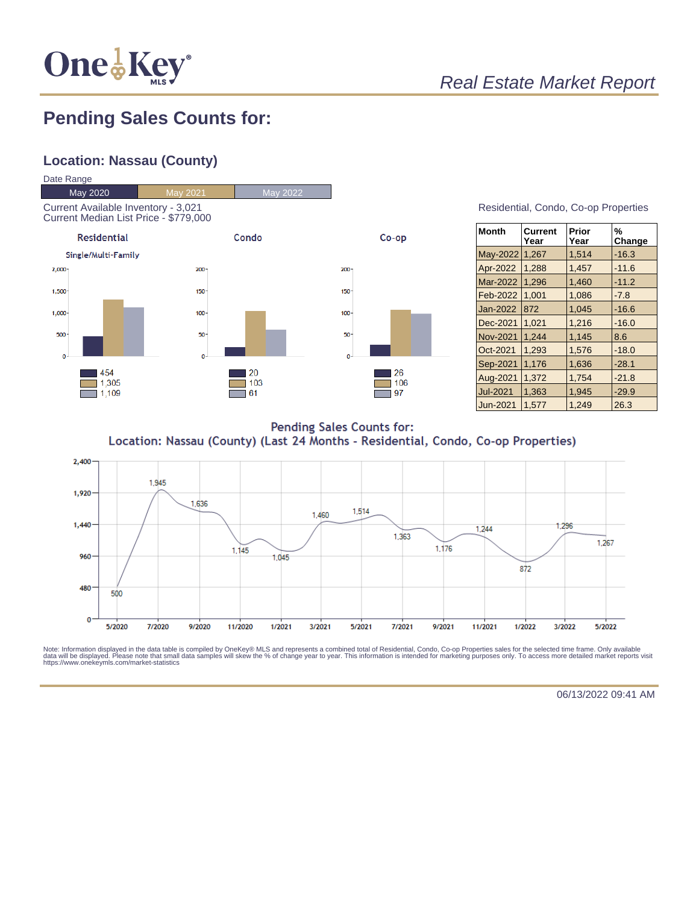One Key MLS

*Real Estate Market Report*

# Pending Sales Counts for:

## Location: Nassau (County)

Date Range

May 2020 | May 2021 | May 2022

Current Available Inventory - 3,021
Current Median List Price - $779,000

Residential

Single/Multi-Family

2,000
1,500
1,000
500
0

454
1,305
1,109

Condo

200
150
100
50
0

20
103
61

Co-op

200
150
100
50
0

26
106
97

Residential, Condo, Co-op Properties

| Month | Current Year | Prior Year | % Change |
|---|---|---|---|
| May-2022 | 1,267 | 1,514 | -16.3 |
| Apr-2022 | 1,288 | 1,457 | -11.6 |
| Mar-2022 | 1,296 | 1,460 | -11.2 |
| Feb-2022 | 1,001 | 1,086 | -7.8 |
| Jan-2022 | 872 | 1,045 | -16.6 |
| Dec-2021 | 1,021 | 1,216 | -16.0 |
| Nov-2021 | 1,244 | 1,145 | 8.6 |
| Oct-2021 | 1,293 | 1,576 | -18.0 |
| Sep-2021 | 1,176 | 1,636 | -28.1 |
| Aug-2021 | 1,372 | 1,754 | -21.8 |
| Jul-2021 | 1,363 | 1,945 | -29.9 |
| Jun-2021 | 1,577 | 1,249 | 26.3 |

Pending Sales Counts for:
Location: Nassau (County) (Last 24 Months - Residential, Condo, Co-op Properties)

2,400
1,920
1,440
960
480
0

500
1,945
1,636
1,145
1,045
1,460
1,514
1,363
1,176
1,244
872
1,296
1,267

5/2020 7/2020 9/2020 11/2020 1/2021 3/2021 5/2021 7/2021 9/2021 11/2021 1/2022 3/2022 5/2022

Note: Information displayed in the data table is compiled by OneKey® MLS and represents a combined total of Residential, Condo, Co-op Properties sales for the selected time frame. Only available data will be displayed. Please note that small data samples will skew the % of change year to year. This information is intended for marketing purposes only. To access more detailed market reports visit https://www.onekeymls.com/market-statistics

06/13/2022 09:41 AM